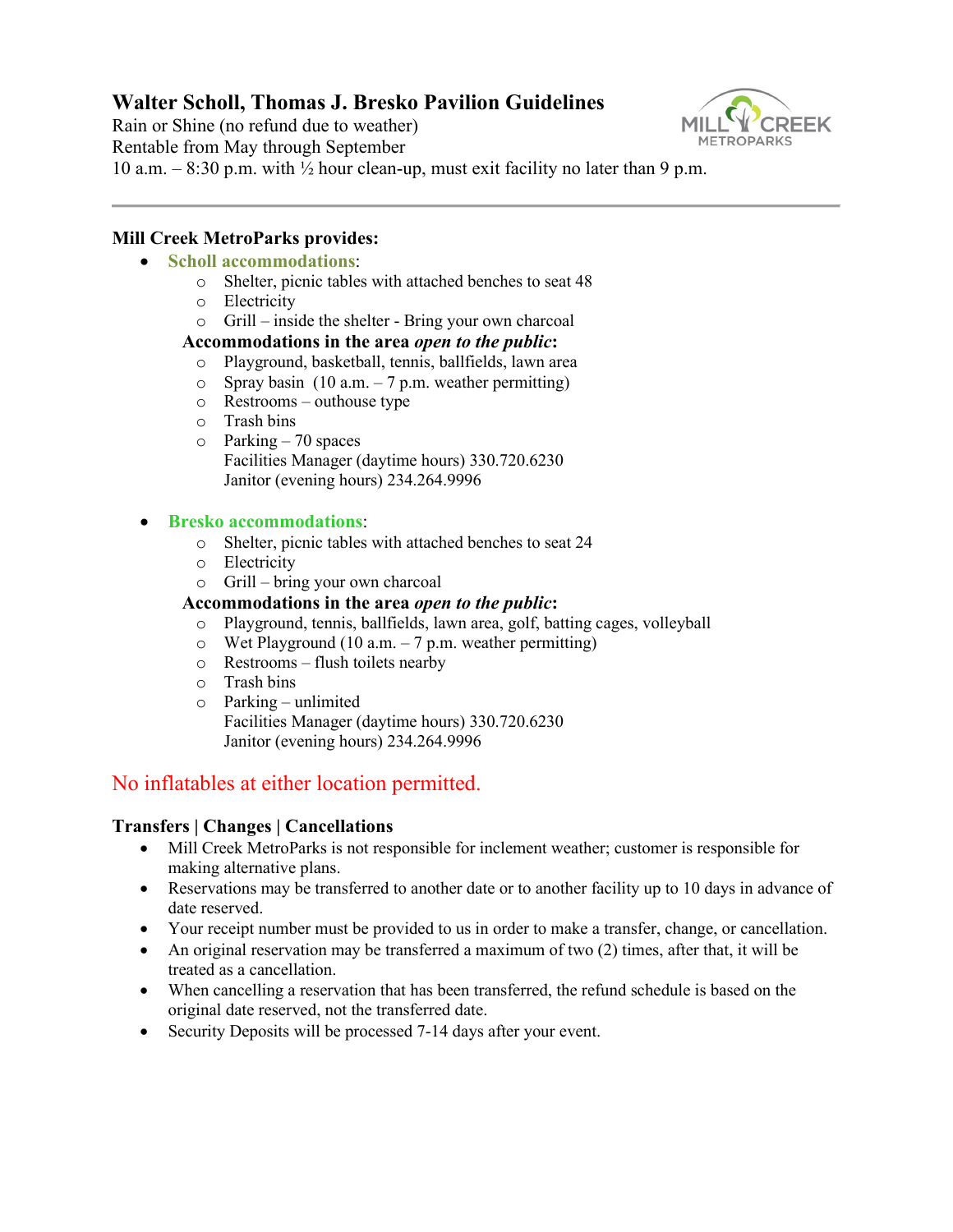# Walter Scholl, Thomas J. Bresko Pavilion Guidelines

Rain or Shine (no refund due to weather)
Rentable from May through September
10 a.m. – 8:30 p.m. with ½ hour clean-up, must exit facility no later than 9 p.m.

---

**Mill Creek MetroParks provides:**

- **Scholl accommodations**:
  - Shelter, picnic tables with attached benches to seat 48
  - Electricity
  - Grill – inside the shelter - Bring your own charcoal

  **Accommodations in the area *open to the public*:**
  - Playground, basketball, tennis, ballfields, lawn area
  - Spray basin (10 a.m. – 7 p.m. weather permitting)
  - Restrooms – outhouse type
  - Trash bins
  - Parking – 70 spaces
    Facilities Manager (daytime hours) 330.720.6230
    Janitor (evening hours) 234.264.9996

- **Bresko accommodations**:
  - Shelter, picnic tables with attached benches to seat 24
  - Electricity
  - Grill – bring your own charcoal

  **Accommodations in the area *open to the public*:**
  - Playground, tennis, ballfields, lawn area, golf, batting cages, volleyball
  - Wet Playground (10 a.m. – 7 p.m. weather permitting)
  - Restrooms – flush toilets nearby
  - Trash bins
  - Parking – unlimited
    Facilities Manager (daytime hours) 330.720.6230
    Janitor (evening hours) 234.264.9996

No inflatables at either location permitted.

**Transfers | Changes | Cancellations**

- Mill Creek MetroParks is not responsible for inclement weather; customer is responsible for making alternative plans.
- Reservations may be transferred to another date or to another facility up to 10 days in advance of date reserved.
- Your receipt number must be provided to us in order to make a transfer, change, or cancellation.
- An original reservation may be transferred a maximum of two (2) times, after that, it will be treated as a cancellation.
- When cancelling a reservation that has been transferred, the refund schedule is based on the original date reserved, not the transferred date.
- Security Deposits will be processed 7-14 days after your event.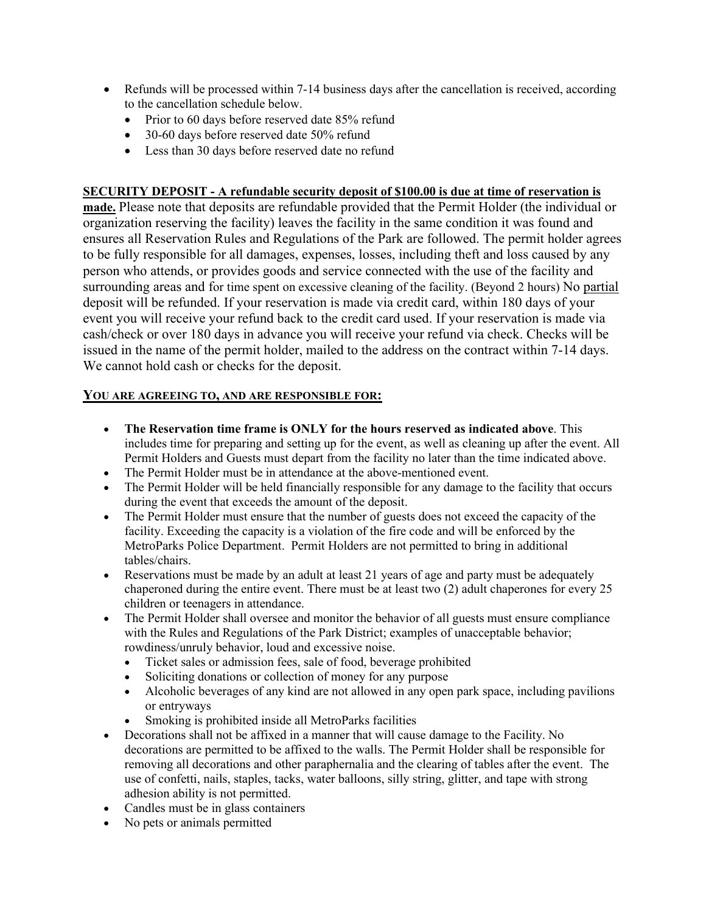- Refunds will be processed within 7-14 business days after the cancellation is received, according to the cancellation schedule below.
  - Prior to 60 days before reserved date 85% refund
  - 30-60 days before reserved date 50% refund
  - Less than 30 days before reserved date no refund

**SECURITY DEPOSIT - A refundable security deposit of $100.00 is due at time of reservation is made.** Please note that deposits are refundable provided that the Permit Holder (the individual or organization reserving the facility) leaves the facility in the same condition it was found and ensures all Reservation Rules and Regulations of the Park are followed. The permit holder agrees to be fully responsible for all damages, expenses, losses, including theft and loss caused by any person who attends, or provides goods and service connected with the use of the facility and surrounding areas and for time spent on excessive cleaning of the facility. (Beyond 2 hours) No partial deposit will be refunded. If your reservation is made via credit card, within 180 days of your event you will receive your refund back to the credit card used. If your reservation is made via cash/check or over 180 days in advance you will receive your refund via check. Checks will be issued in the name of the permit holder, mailed to the address on the contract within 7-14 days. We cannot hold cash or checks for the deposit.

**YOU ARE AGREEING TO, AND ARE RESPONSIBLE FOR:**

- **The Reservation time frame is ONLY for the hours reserved as indicated above**. This includes time for preparing and setting up for the event, as well as cleaning up after the event. All Permit Holders and Guests must depart from the facility no later than the time indicated above.
- The Permit Holder must be in attendance at the above-mentioned event.
- The Permit Holder will be held financially responsible for any damage to the facility that occurs during the event that exceeds the amount of the deposit.
- The Permit Holder must ensure that the number of guests does not exceed the capacity of the facility. Exceeding the capacity is a violation of the fire code and will be enforced by the MetroParks Police Department. Permit Holders are not permitted to bring in additional tables/chairs.
- Reservations must be made by an adult at least 21 years of age and party must be adequately chaperoned during the entire event. There must be at least two (2) adult chaperones for every 25 children or teenagers in attendance.
- The Permit Holder shall oversee and monitor the behavior of all guests must ensure compliance with the Rules and Regulations of the Park District; examples of unacceptable behavior; rowdiness/unruly behavior, loud and excessive noise.
  - Ticket sales or admission fees, sale of food, beverage prohibited
  - Soliciting donations or collection of money for any purpose
  - Alcoholic beverages of any kind are not allowed in any open park space, including pavilions or entryways
  - Smoking is prohibited inside all MetroParks facilities
- Decorations shall not be affixed in a manner that will cause damage to the Facility. No decorations are permitted to be affixed to the walls. The Permit Holder shall be responsible for removing all decorations and other paraphernalia and the clearing of tables after the event. The use of confetti, nails, staples, tacks, water balloons, silly string, glitter, and tape with strong adhesion ability is not permitted.
- Candles must be in glass containers
- No pets or animals permitted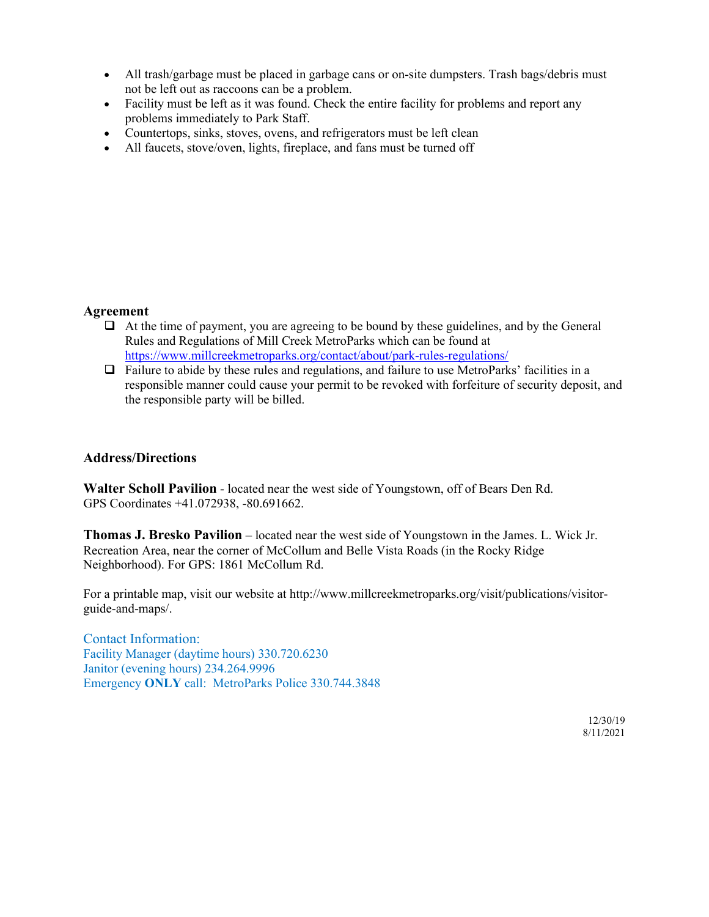- All trash/garbage must be placed in garbage cans or on-site dumpsters. Trash bags/debris must not be left out as raccoons can be a problem.
- Facility must be left as it was found. Check the entire facility for problems and report any problems immediately to Park Staff.
- Countertops, sinks, stoves, ovens, and refrigerators must be left clean
- All faucets, stove/oven, lights, fireplace, and fans must be turned off

**Agreement**

- [ ] At the time of payment, you are agreeing to be bound by these guidelines, and by the General Rules and Regulations of Mill Creek MetroParks which can be found at https://www.millcreekmetroparks.org/contact/about/park-rules-regulations/
- [ ] Failure to abide by these rules and regulations, and failure to use MetroParks' facilities in a responsible manner could cause your permit to be revoked with forfeiture of security deposit, and the responsible party will be billed.

**Address/Directions**

**Walter Scholl Pavilion** - located near the west side of Youngstown, off of Bears Den Rd.
GPS Coordinates +41.072938, -80.691662.

**Thomas J. Bresko Pavilion** – located near the west side of Youngstown in the James. L. Wick Jr. Recreation Area, near the corner of McCollum and Belle Vista Roads (in the Rocky Ridge Neighborhood). For GPS: 1861 McCollum Rd.

For a printable map, visit our website at http://www.millcreekmetroparks.org/visit/publications/visitor-guide-and-maps/.

Contact Information:
Facility Manager (daytime hours) 330.720.6230
Janitor (evening hours) 234.264.9996
Emergency **ONLY** call: MetroParks Police 330.744.3848

12/30/19
8/11/2021